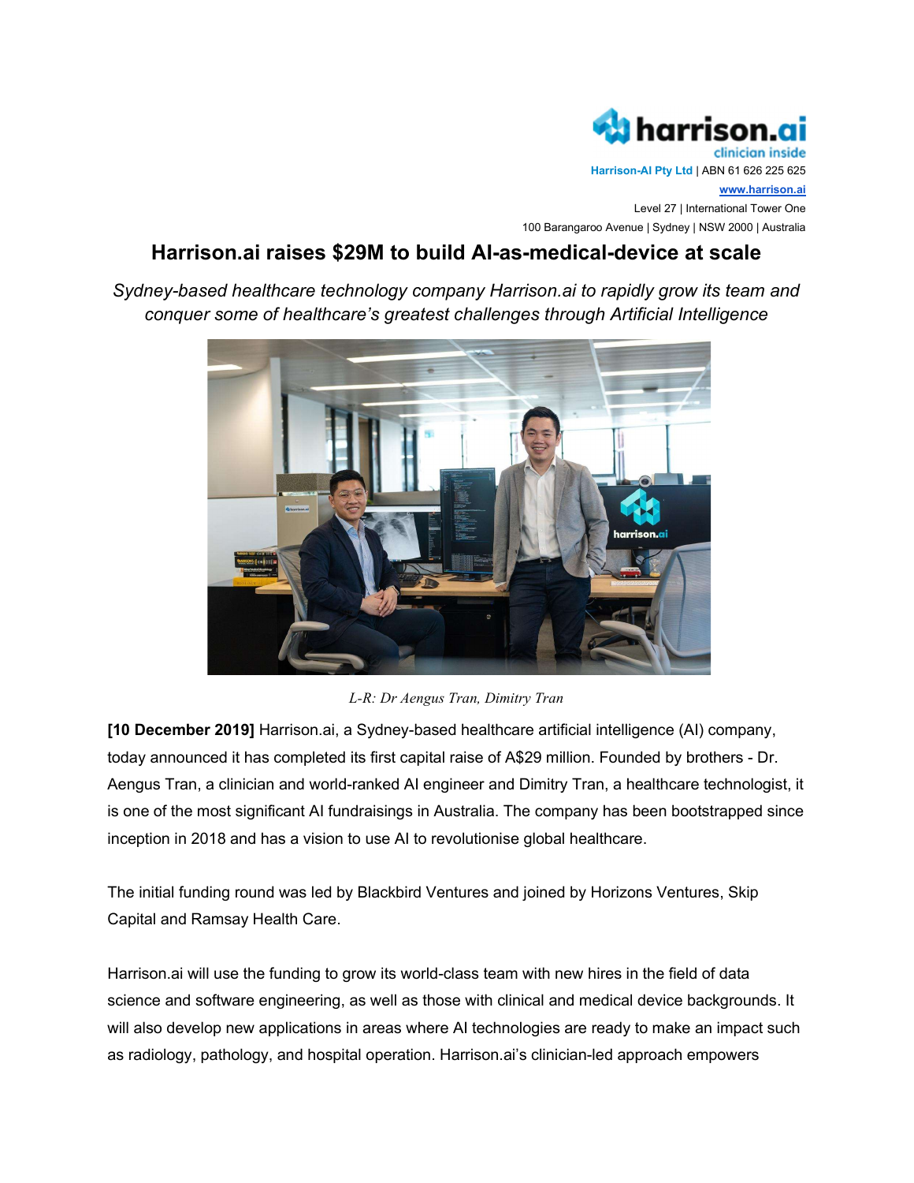harrison.ai
clinician inside

**Harrison-AI Pty Ltd** | ABN 61 626 225 625
www.harrison.ai
Level 27 | International Tower One
100 Barangaroo Avenue | Sydney | NSW 2000 | Australia

# Harrison.ai raises $29M to build AI-as-medical-device at scale

*Sydney-based healthcare technology company Harrison.ai to rapidly grow its team and conquer some of healthcare's greatest challenges through Artificial Intelligence*

*L-R: Dr Aengus Tran, Dimitry Tran*

**[10 December 2019]** Harrison.ai, a Sydney-based healthcare artificial intelligence (AI) company, today announced it has completed its first capital raise of A$29 million. Founded by brothers - Dr. Aengus Tran, a clinician and world-ranked AI engineer and Dimitry Tran, a healthcare technologist, it is one of the most significant AI fundraisings in Australia. The company has been bootstrapped since inception in 2018 and has a vision to use AI to revolutionise global healthcare.

The initial funding round was led by Blackbird Ventures and joined by Horizons Ventures, Skip Capital and Ramsay Health Care.

Harrison.ai will use the funding to grow its world-class team with new hires in the field of data science and software engineering, as well as those with clinical and medical device backgrounds. It will also develop new applications in areas where AI technologies are ready to make an impact such as radiology, pathology, and hospital operation. Harrison.ai's clinician-led approach empowers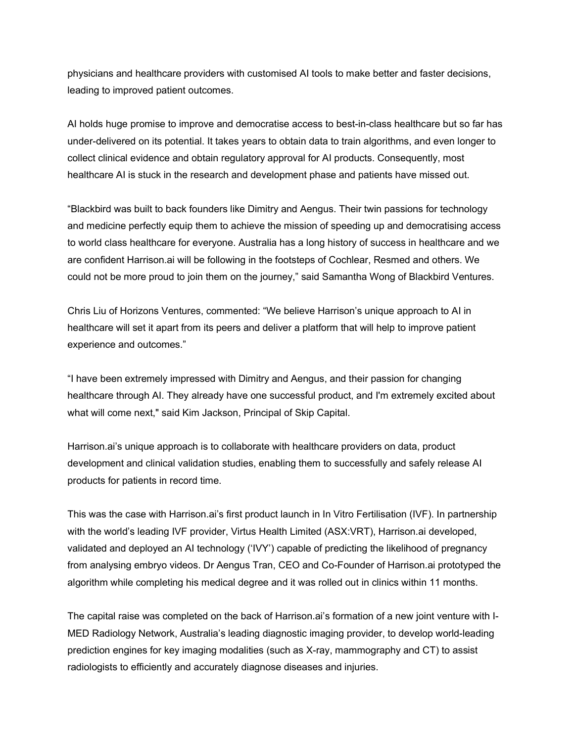physicians and healthcare providers with customised AI tools to make better and faster decisions, leading to improved patient outcomes.

AI holds huge promise to improve and democratise access to best-in-class healthcare but so far has under-delivered on its potential. It takes years to obtain data to train algorithms, and even longer to collect clinical evidence and obtain regulatory approval for AI products. Consequently, most healthcare AI is stuck in the research and development phase and patients have missed out.

"Blackbird was built to back founders like Dimitry and Aengus. Their twin passions for technology and medicine perfectly equip them to achieve the mission of speeding up and democratising access to world class healthcare for everyone. Australia has a long history of success in healthcare and we are confident Harrison.ai will be following in the footsteps of Cochlear, Resmed and others. We could not be more proud to join them on the journey," said Samantha Wong of Blackbird Ventures.

Chris Liu of Horizons Ventures, commented: "We believe Harrison's unique approach to AI in healthcare will set it apart from its peers and deliver a platform that will help to improve patient experience and outcomes."

"I have been extremely impressed with Dimitry and Aengus, and their passion for changing healthcare through AI. They already have one successful product, and I'm extremely excited about what will come next," said Kim Jackson, Principal of Skip Capital.

Harrison.ai's unique approach is to collaborate with healthcare providers on data, product development and clinical validation studies, enabling them to successfully and safely release AI products for patients in record time.

This was the case with Harrison.ai's first product launch in In Vitro Fertilisation (IVF). In partnership with the world's leading IVF provider, Virtus Health Limited (ASX:VRT), Harrison.ai developed, validated and deployed an AI technology ('IVY') capable of predicting the likelihood of pregnancy from analysing embryo videos. Dr Aengus Tran, CEO and Co-Founder of Harrison.ai prototyped the algorithm while completing his medical degree and it was rolled out in clinics within 11 months.

The capital raise was completed on the back of Harrison.ai's formation of a new joint venture with I-MED Radiology Network, Australia's leading diagnostic imaging provider, to develop world-leading prediction engines for key imaging modalities (such as X-ray, mammography and CT) to assist radiologists to efficiently and accurately diagnose diseases and injuries.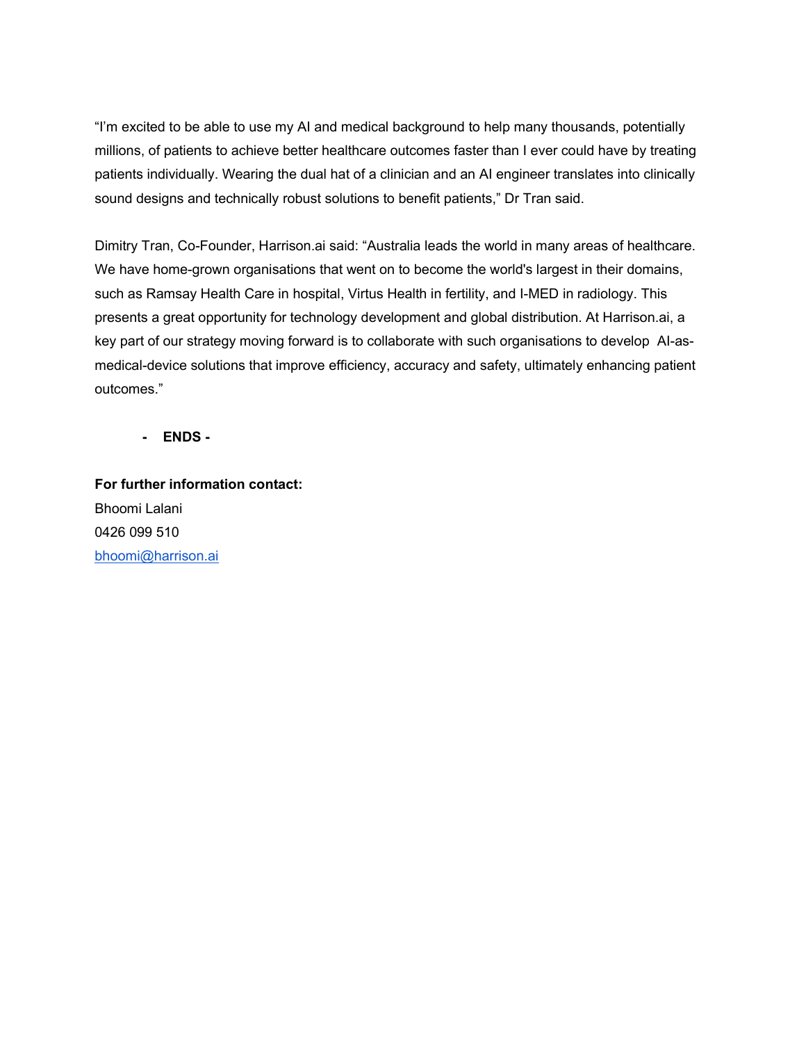"I'm excited to be able to use my AI and medical background to help many thousands, potentially millions, of patients to achieve better healthcare outcomes faster than I ever could have by treating patients individually. Wearing the dual hat of a clinician and an AI engineer translates into clinically sound designs and technically robust solutions to benefit patients," Dr Tran said.

Dimitry Tran, Co-Founder, Harrison.ai said: "Australia leads the world in many areas of healthcare. We have home-grown organisations that went on to become the world's largest in their domains, such as Ramsay Health Care in hospital, Virtus Health in fertility, and I-MED in radiology. This presents a great opportunity for technology development and global distribution. At Harrison.ai, a key part of our strategy moving forward is to collaborate with such organisations to develop AI-as-medical-device solutions that improve efficiency, accuracy and safety, ultimately enhancing patient outcomes."

**- ENDS -**

**For further information contact:**
Bhoomi Lalani
0426 099 510
bhoomi@harrison.ai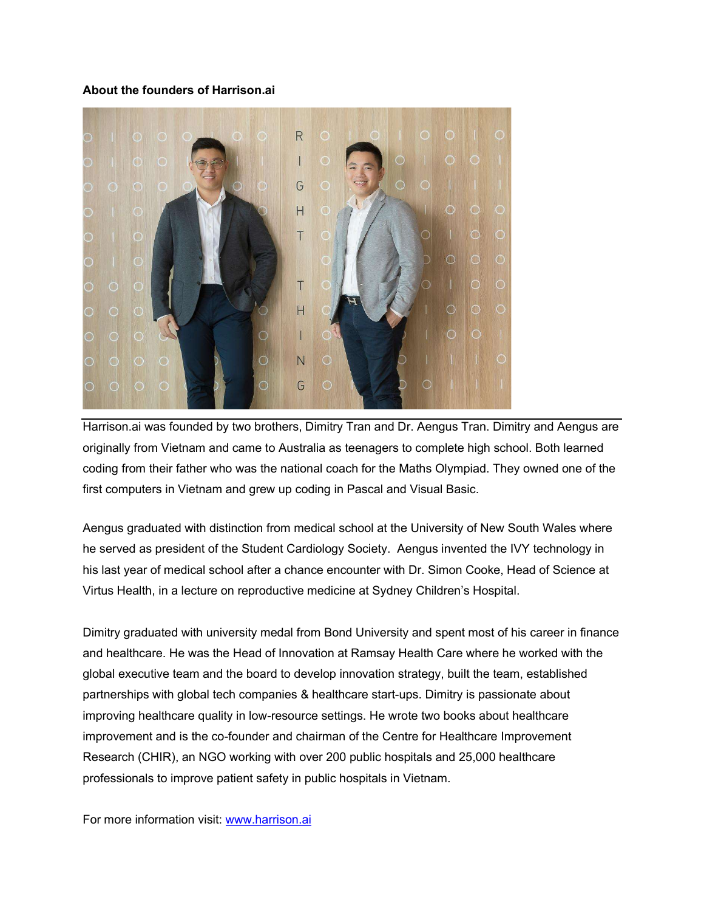**About the founders of Harrison.ai**

Harrison.ai was founded by two brothers, Dimitry Tran and Dr. Aengus Tran. Dimitry and Aengus are originally from Vietnam and came to Australia as teenagers to complete high school. Both learned coding from their father who was the national coach for the Maths Olympiad. They owned one of the first computers in Vietnam and grew up coding in Pascal and Visual Basic.

Aengus graduated with distinction from medical school at the University of New South Wales where he served as president of the Student Cardiology Society. Aengus invented the IVY technology in his last year of medical school after a chance encounter with Dr. Simon Cooke, Head of Science at Virtus Health, in a lecture on reproductive medicine at Sydney Children's Hospital.

Dimitry graduated with university medal from Bond University and spent most of his career in finance and healthcare. He was the Head of Innovation at Ramsay Health Care where he worked with the global executive team and the board to develop innovation strategy, built the team, established partnerships with global tech companies & healthcare start-ups. Dimitry is passionate about improving healthcare quality in low-resource settings. He wrote two books about healthcare improvement and is the co-founder and chairman of the Centre for Healthcare Improvement Research (CHIR), an NGO working with over 200 public hospitals and 25,000 healthcare professionals to improve patient safety in public hospitals in Vietnam.

For more information visit: [www.harrison.ai](http://www.harrison.ai)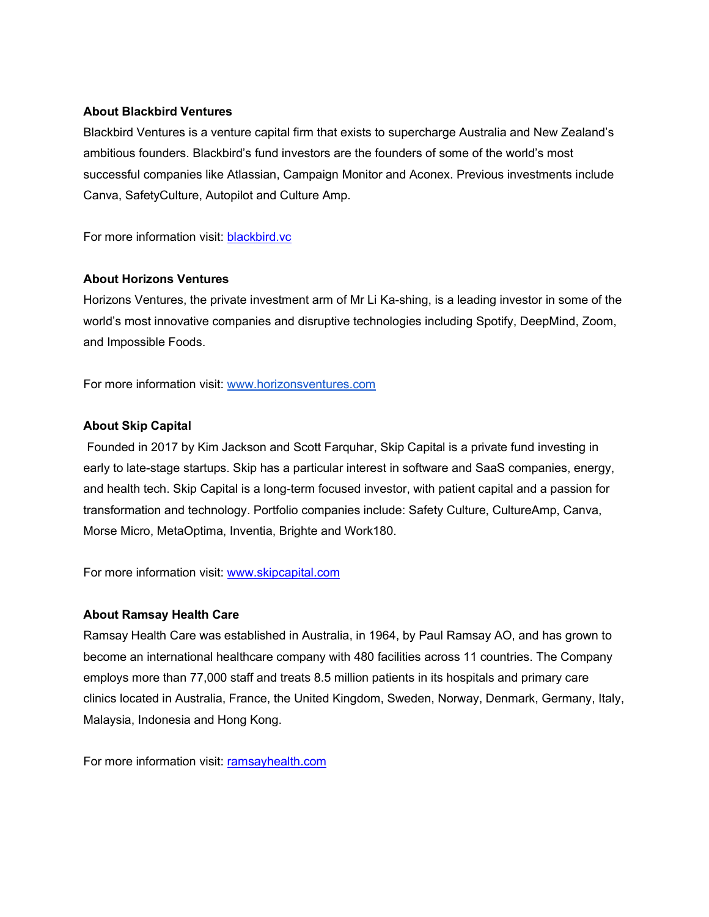**About Blackbird Ventures**

Blackbird Ventures is a venture capital firm that exists to supercharge Australia and New Zealand's ambitious founders. Blackbird's fund investors are the founders of some of the world's most successful companies like Atlassian, Campaign Monitor and Aconex. Previous investments include Canva, SafetyCulture, Autopilot and Culture Amp.

For more information visit: [blackbird.vc](blackbird.vc)

**About Horizons Ventures**

Horizons Ventures, the private investment arm of Mr Li Ka-shing, is a leading investor in some of the world's most innovative companies and disruptive technologies including Spotify, DeepMind, Zoom, and Impossible Foods.

For more information visit: [www.horizonsventures.com](www.horizonsventures.com)

**About Skip Capital**

Founded in 2017 by Kim Jackson and Scott Farquhar, Skip Capital is a private fund investing in early to late-stage startups. Skip has a particular interest in software and SaaS companies, energy, and health tech. Skip Capital is a long-term focused investor, with patient capital and a passion for transformation and technology. Portfolio companies include: Safety Culture, CultureAmp, Canva, Morse Micro, MetaOptima, Inventia, Brighte and Work180.

For more information visit: [www.skipcapital.com](www.skipcapital.com)

**About Ramsay Health Care**

Ramsay Health Care was established in Australia, in 1964, by Paul Ramsay AO, and has grown to become an international healthcare company with 480 facilities across 11 countries. The Company employs more than 77,000 staff and treats 8.5 million patients in its hospitals and primary care clinics located in Australia, France, the United Kingdom, Sweden, Norway, Denmark, Germany, Italy, Malaysia, Indonesia and Hong Kong.

For more information visit: [ramsayhealth.com](ramsayhealth.com)